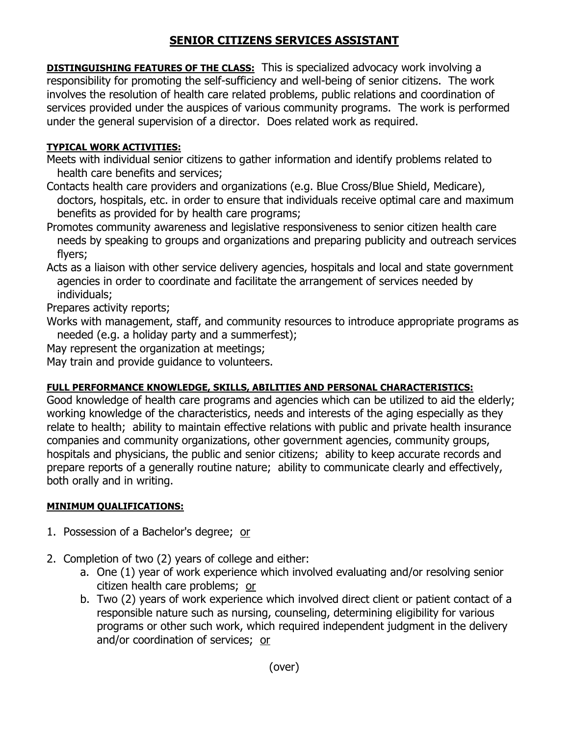# SENIOR CITIZENS SERVICES ASSISTANT

**DISTINGUISHING FEATURES OF THE CLASS:** This is specialized advocacy work involving a responsibility for promoting the self-sufficiency and well-being of senior citizens. The work involves the resolution of health care related problems, public relations and coordination of services provided under the auspices of various community programs. The work is performed under the general supervision of a director. Does related work as required.

**TYPICAL WORK ACTIVITIES:**

Meets with individual senior citizens to gather information and identify problems related to health care benefits and services;

Contacts health care providers and organizations (e.g. Blue Cross/Blue Shield, Medicare), doctors, hospitals, etc. in order to ensure that individuals receive optimal care and maximum benefits as provided for by health care programs;

Promotes community awareness and legislative responsiveness to senior citizen health care needs by speaking to groups and organizations and preparing publicity and outreach services flyers;

Acts as a liaison with other service delivery agencies, hospitals and local and state government agencies in order to coordinate and facilitate the arrangement of services needed by individuals;

Prepares activity reports;

Works with management, staff, and community resources to introduce appropriate programs as needed (e.g. a holiday party and a summerfest);

May represent the organization at meetings;

May train and provide guidance to volunteers.

**FULL PERFORMANCE KNOWLEDGE, SKILLS, ABILITIES AND PERSONAL CHARACTERISTICS:**

Good knowledge of health care programs and agencies which can be utilized to aid the elderly; working knowledge of the characteristics, needs and interests of the aging especially as they relate to health; ability to maintain effective relations with public and private health insurance companies and community organizations, other government agencies, community groups, hospitals and physicians, the public and senior citizens; ability to keep accurate records and prepare reports of a generally routine nature; ability to communicate clearly and effectively, both orally and in writing.

**MINIMUM QUALIFICATIONS:**

1. Possession of a Bachelor's degree; or

2. Completion of two (2) years of college and either:
   a. One (1) year of work experience which involved evaluating and/or resolving senior citizen health care problems; or
   b. Two (2) years of work experience which involved direct client or patient contact of a responsible nature such as nursing, counseling, determining eligibility for various programs or other such work, which required independent judgment in the delivery and/or coordination of services; or

(over)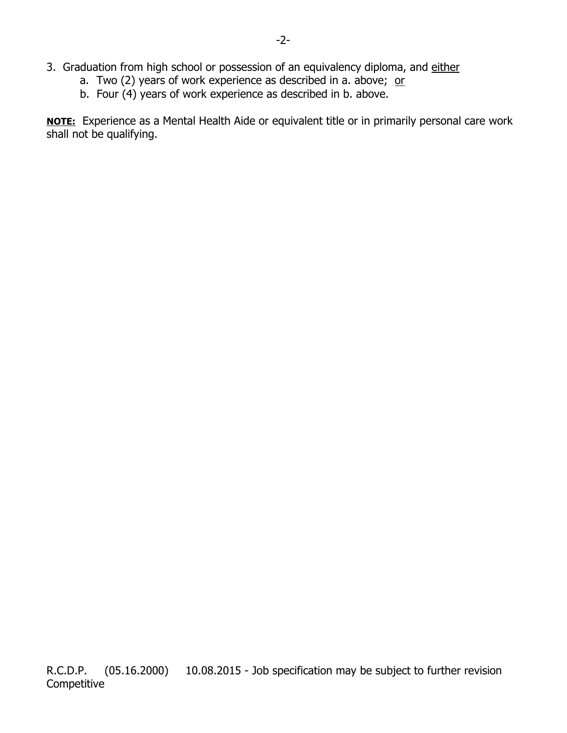3. Graduation from high school or possession of an equivalency diploma, and <u>either</u>
   a. Two (2) years of work experience as described in a. above; <u>or</u>
   b. Four (4) years of work experience as described in b. above.

**<u>NOTE:</u>** Experience as a Mental Health Aide or equivalent title or in primarily personal care work shall not be qualifying.

R.C.D.P. (05.16.2000) 10.08.2015 - Job specification may be subject to further revision
Competitive